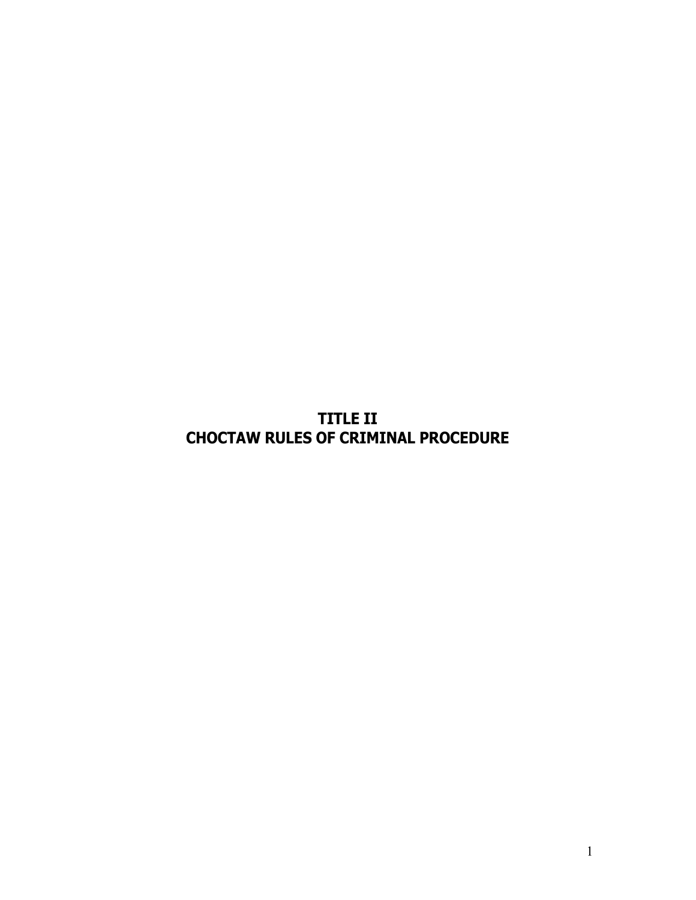# TITLE II
# CHOCTAW RULES OF CRIMINAL PROCEDURE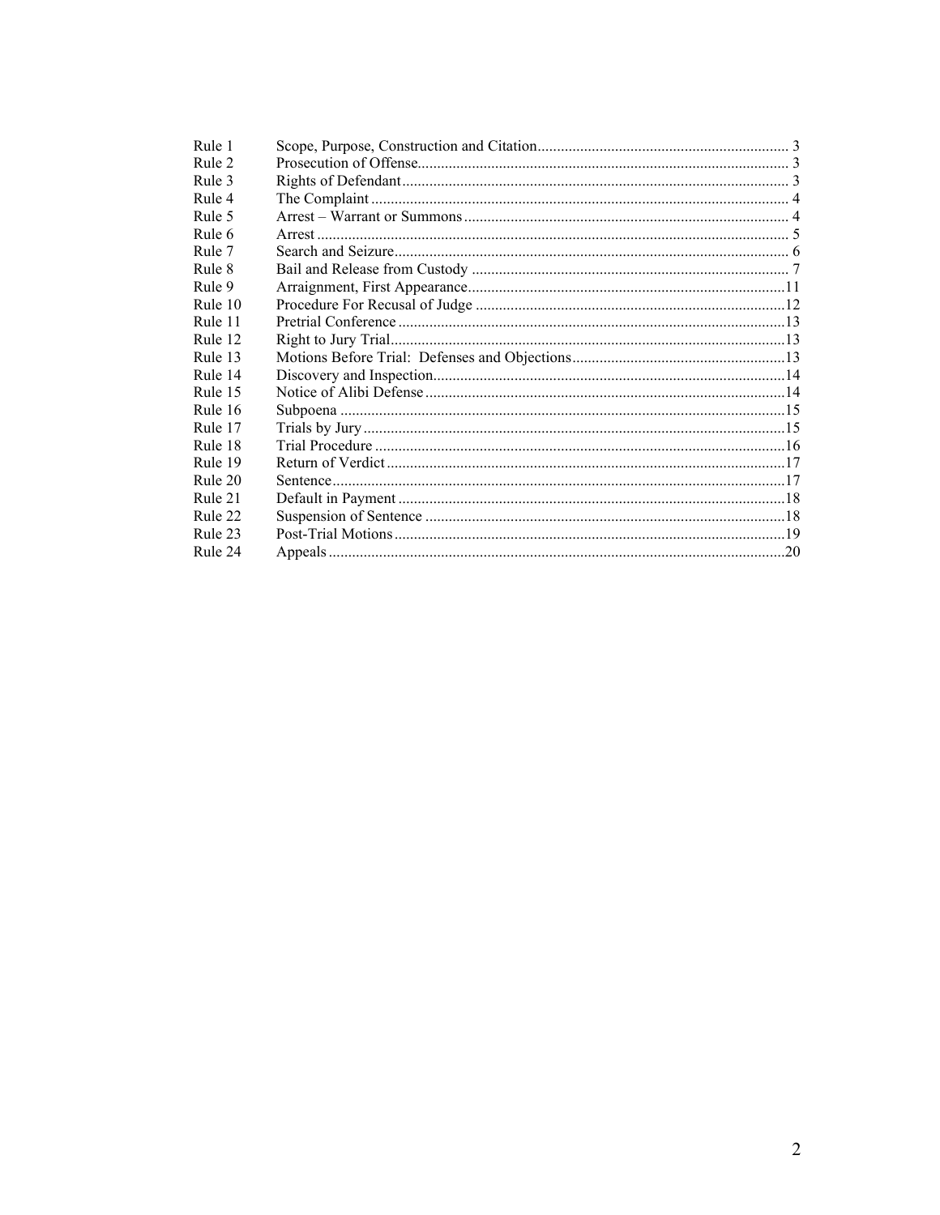| | | |
|---|---|---|
| Rule 1 | Scope, Purpose, Construction and Citation | 3 |
| Rule 2 | Prosecution of Offense | 3 |
| Rule 3 | Rights of Defendant | 3 |
| Rule 4 | The Complaint | 4 |
| Rule 5 | Arrest – Warrant or Summons | 4 |
| Rule 6 | Arrest | 5 |
| Rule 7 | Search and Seizure | 6 |
| Rule 8 | Bail and Release from Custody | 7 |
| Rule 9 | Arraignment, First Appearance | 11 |
| Rule 10 | Procedure For Recusal of Judge | 12 |
| Rule 11 | Pretrial Conference | 13 |
| Rule 12 | Right to Jury Trial | 13 |
| Rule 13 | Motions Before Trial: Defenses and Objections | 13 |
| Rule 14 | Discovery and Inspection | 14 |
| Rule 15 | Notice of Alibi Defense | 14 |
| Rule 16 | Subpoena | 15 |
| Rule 17 | Trials by Jury | 15 |
| Rule 18 | Trial Procedure | 16 |
| Rule 19 | Return of Verdict | 17 |
| Rule 20 | Sentence | 17 |
| Rule 21 | Default in Payment | 18 |
| Rule 22 | Suspension of Sentence | 18 |
| Rule 23 | Post-Trial Motions | 19 |
| Rule 24 | Appeals | 20 |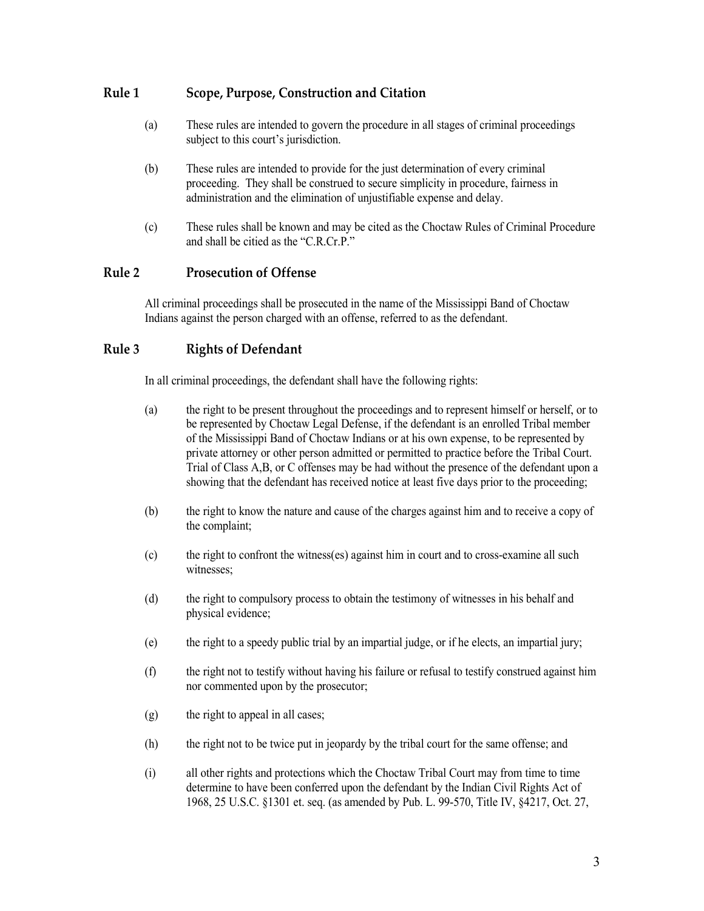## Rule 1 Scope, Purpose, Construction and Citation

(a) These rules are intended to govern the procedure in all stages of criminal proceedings subject to this court's jurisdiction.

(b) These rules are intended to provide for the just determination of every criminal proceeding. They shall be construed to secure simplicity in procedure, fairness in administration and the elimination of unjustifiable expense and delay.

(c) These rules shall be known and may be cited as the Choctaw Rules of Criminal Procedure and shall be citied as the "C.R.Cr.P."

## Rule 2 Prosecution of Offense

All criminal proceedings shall be prosecuted in the name of the Mississippi Band of Choctaw Indians against the person charged with an offense, referred to as the defendant.

## Rule 3 Rights of Defendant

In all criminal proceedings, the defendant shall have the following rights:

(a) the right to be present throughout the proceedings and to represent himself or herself, or to be represented by Choctaw Legal Defense, if the defendant is an enrolled Tribal member of the Mississippi Band of Choctaw Indians or at his own expense, to be represented by private attorney or other person admitted or permitted to practice before the Tribal Court. Trial of Class A,B, or C offenses may be had without the presence of the defendant upon a showing that the defendant has received notice at least five days prior to the proceeding;

(b) the right to know the nature and cause of the charges against him and to receive a copy of the complaint;

(c) the right to confront the witness(es) against him in court and to cross-examine all such witnesses;

(d) the right to compulsory process to obtain the testimony of witnesses in his behalf and physical evidence;

(e) the right to a speedy public trial by an impartial judge, or if he elects, an impartial jury;

(f) the right not to testify without having his failure or refusal to testify construed against him nor commented upon by the prosecutor;

(g) the right to appeal in all cases;

(h) the right not to be twice put in jeopardy by the tribal court for the same offense; and

(i) all other rights and protections which the Choctaw Tribal Court may from time to time determine to have been conferred upon the defendant by the Indian Civil Rights Act of 1968, 25 U.S.C. §1301 et. seq. (as amended by Pub. L. 99-570, Title IV, §4217, Oct. 27,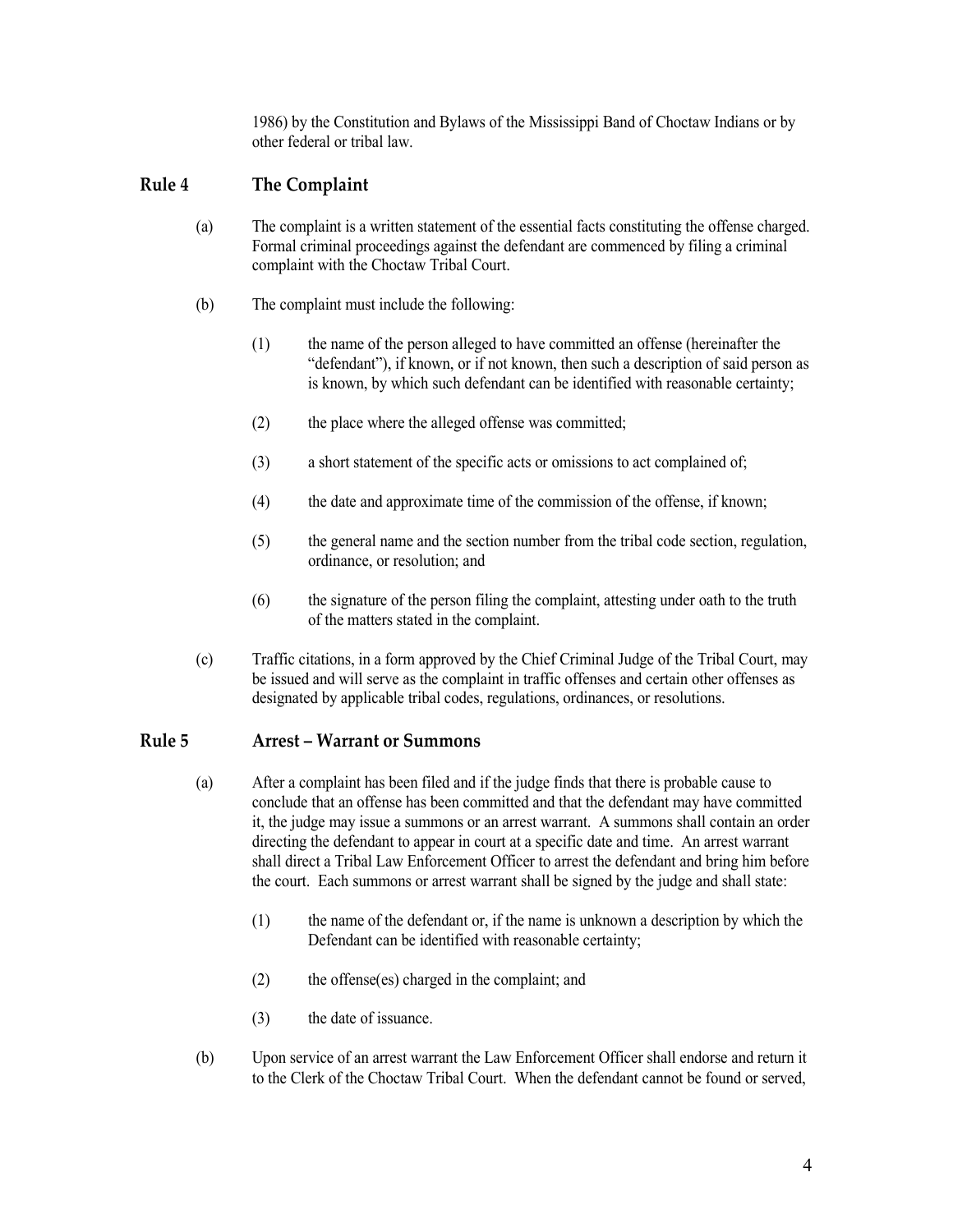1986) by the Constitution and Bylaws of the Mississippi Band of Choctaw Indians or by other federal or tribal law.

## Rule 4 The Complaint

(a) The complaint is a written statement of the essential facts constituting the offense charged. Formal criminal proceedings against the defendant are commenced by filing a criminal complaint with the Choctaw Tribal Court.

(b) The complaint must include the following:

(1) the name of the person alleged to have committed an offense (hereinafter the "defendant"), if known, or if not known, then such a description of said person as is known, by which such defendant can be identified with reasonable certainty;

(2) the place where the alleged offense was committed;

(3) a short statement of the specific acts or omissions to act complained of;

(4) the date and approximate time of the commission of the offense, if known;

(5) the general name and the section number from the tribal code section, regulation, ordinance, or resolution; and

(6) the signature of the person filing the complaint, attesting under oath to the truth of the matters stated in the complaint.

(c) Traffic citations, in a form approved by the Chief Criminal Judge of the Tribal Court, may be issued and will serve as the complaint in traffic offenses and certain other offenses as designated by applicable tribal codes, regulations, ordinances, or resolutions.

## Rule 5 Arrest – Warrant or Summons

(a) After a complaint has been filed and if the judge finds that there is probable cause to conclude that an offense has been committed and that the defendant may have committed it, the judge may issue a summons or an arrest warrant. A summons shall contain an order directing the defendant to appear in court at a specific date and time. An arrest warrant shall direct a Tribal Law Enforcement Officer to arrest the defendant and bring him before the court. Each summons or arrest warrant shall be signed by the judge and shall state:

(1) the name of the defendant or, if the name is unknown a description by which the Defendant can be identified with reasonable certainty;

(2) the offense(es) charged in the complaint; and

(3) the date of issuance.

(b) Upon service of an arrest warrant the Law Enforcement Officer shall endorse and return it to the Clerk of the Choctaw Tribal Court. When the defendant cannot be found or served,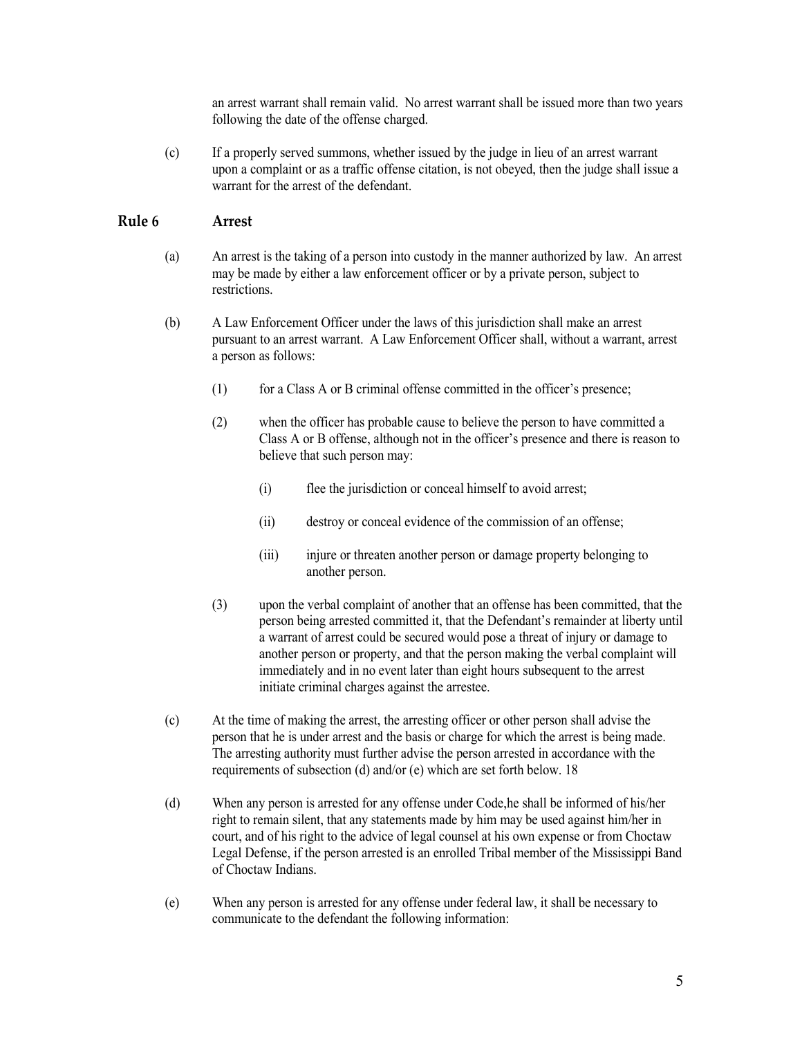an arrest warrant shall remain valid. No arrest warrant shall be issued more than two years following the date of the offense charged.

(c) If a properly served summons, whether issued by the judge in lieu of an arrest warrant upon a complaint or as a traffic offense citation, is not obeyed, then the judge shall issue a warrant for the arrest of the defendant.

## Rule 6 Arrest

(a) An arrest is the taking of a person into custody in the manner authorized by law. An arrest may be made by either a law enforcement officer or by a private person, subject to restrictions.

(b) A Law Enforcement Officer under the laws of this jurisdiction shall make an arrest pursuant to an arrest warrant. A Law Enforcement Officer shall, without a warrant, arrest a person as follows:

(1) for a Class A or B criminal offense committed in the officer's presence;

(2) when the officer has probable cause to believe the person to have committed a Class A or B offense, although not in the officer's presence and there is reason to believe that such person may:

(i) flee the jurisdiction or conceal himself to avoid arrest;

(ii) destroy or conceal evidence of the commission of an offense;

(iii) injure or threaten another person or damage property belonging to another person.

(3) upon the verbal complaint of another that an offense has been committed, that the person being arrested committed it, that the Defendant's remainder at liberty until a warrant of arrest could be secured would pose a threat of injury or damage to another person or property, and that the person making the verbal complaint will immediately and in no event later than eight hours subsequent to the arrest initiate criminal charges against the arrestee.

(c) At the time of making the arrest, the arresting officer or other person shall advise the person that he is under arrest and the basis or charge for which the arrest is being made. The arresting authority must further advise the person arrested in accordance with the requirements of subsection (d) and/or (e) which are set forth below. 18

(d) When any person is arrested for any offense under Code,he shall be informed of his/her right to remain silent, that any statements made by him may be used against him/her in court, and of his right to the advice of legal counsel at his own expense or from Choctaw Legal Defense, if the person arrested is an enrolled Tribal member of the Mississippi Band of Choctaw Indians.

(e) When any person is arrested for any offense under federal law, it shall be necessary to communicate to the defendant the following information: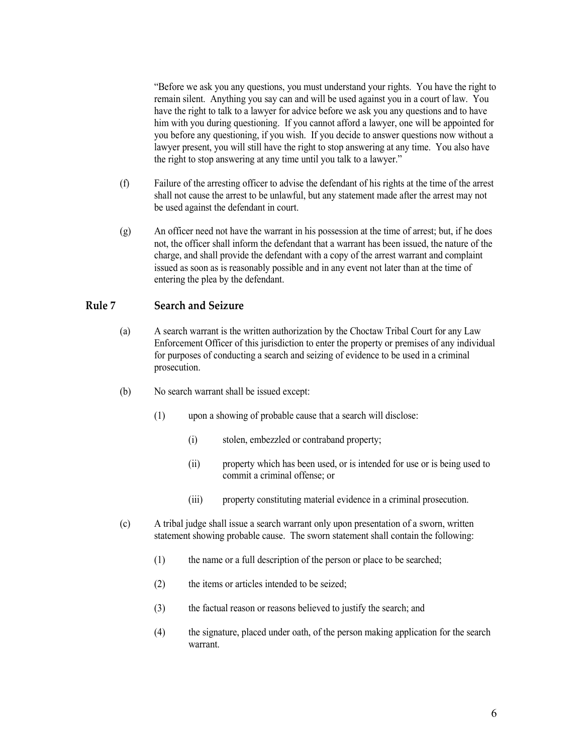"Before we ask you any questions, you must understand your rights. You have the right to remain silent. Anything you say can and will be used against you in a court of law. You have the right to talk to a lawyer for advice before we ask you any questions and to have him with you during questioning. If you cannot afford a lawyer, one will be appointed for you before any questioning, if you wish. If you decide to answer questions now without a lawyer present, you will still have the right to stop answering at any time. You also have the right to stop answering at any time until you talk to a lawyer."

(f) Failure of the arresting officer to advise the defendant of his rights at the time of the arrest shall not cause the arrest to be unlawful, but any statement made after the arrest may not be used against the defendant in court.

(g) An officer need not have the warrant in his possession at the time of arrest; but, if he does not, the officer shall inform the defendant that a warrant has been issued, the nature of the charge, and shall provide the defendant with a copy of the arrest warrant and complaint issued as soon as is reasonably possible and in any event not later than at the time of entering the plea by the defendant.

## Rule 7 Search and Seizure

(a) A search warrant is the written authorization by the Choctaw Tribal Court for any Law Enforcement Officer of this jurisdiction to enter the property or premises of any individual for purposes of conducting a search and seizing of evidence to be used in a criminal prosecution.

(b) No search warrant shall be issued except:

(1) upon a showing of probable cause that a search will disclose:

(i) stolen, embezzled or contraband property;

(ii) property which has been used, or is intended for use or is being used to commit a criminal offense; or

(iii) property constituting material evidence in a criminal prosecution.

(c) A tribal judge shall issue a search warrant only upon presentation of a sworn, written statement showing probable cause. The sworn statement shall contain the following:

(1) the name or a full description of the person or place to be searched;

(2) the items or articles intended to be seized;

(3) the factual reason or reasons believed to justify the search; and

(4) the signature, placed under oath, of the person making application for the search warrant.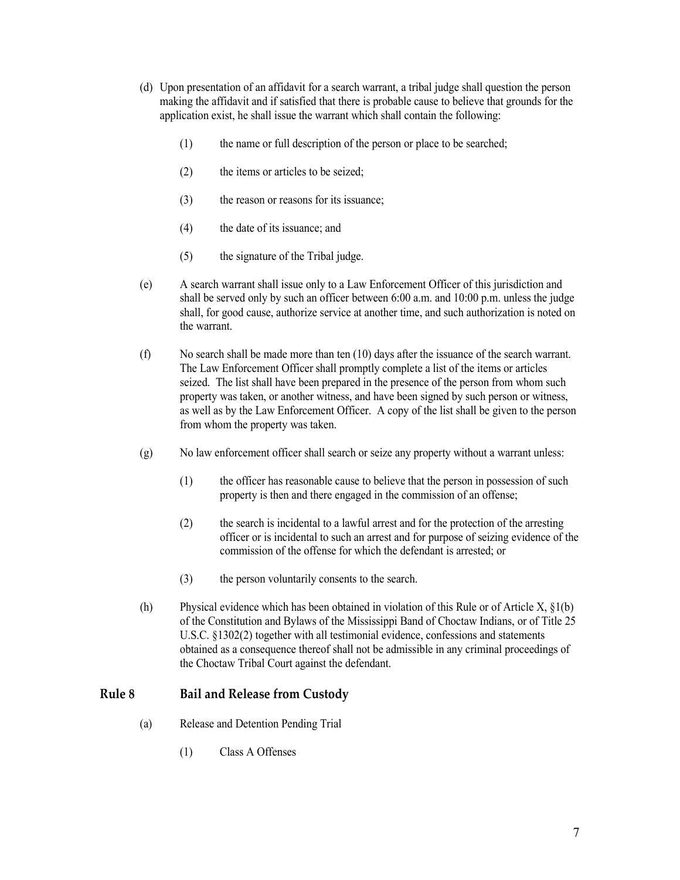(d) Upon presentation of an affidavit for a search warrant, a tribal judge shall question the person making the affidavit and if satisfied that there is probable cause to believe that grounds for the application exist, he shall issue the warrant which shall contain the following:

  (1) the name or full description of the person or place to be searched;

  (2) the items or articles to be seized;

  (3) the reason or reasons for its issuance;

  (4) the date of its issuance; and

  (5) the signature of the Tribal judge.

(e) A search warrant shall issue only to a Law Enforcement Officer of this jurisdiction and shall be served only by such an officer between 6:00 a.m. and 10:00 p.m. unless the judge shall, for good cause, authorize service at another time, and such authorization is noted on the warrant.

(f) No search shall be made more than ten (10) days after the issuance of the search warrant. The Law Enforcement Officer shall promptly complete a list of the items or articles seized. The list shall have been prepared in the presence of the person from whom such property was taken, or another witness, and have been signed by such person or witness, as well as by the Law Enforcement Officer. A copy of the list shall be given to the person from whom the property was taken.

(g) No law enforcement officer shall search or seize any property without a warrant unless:

  (1) the officer has reasonable cause to believe that the person in possession of such property is then and there engaged in the commission of an offense;

  (2) the search is incidental to a lawful arrest and for the protection of the arresting officer or is incidental to such an arrest and for purpose of seizing evidence of the commission of the offense for which the defendant is arrested; or

  (3) the person voluntarily consents to the search.

(h) Physical evidence which has been obtained in violation of this Rule or of Article X, §1(b) of the Constitution and Bylaws of the Mississippi Band of Choctaw Indians, or of Title 25 U.S.C. §1302(2) together with all testimonial evidence, confessions and statements obtained as a consequence thereof shall not be admissible in any criminal proceedings of the Choctaw Tribal Court against the defendant.

## Rule 8 Bail and Release from Custody

(a) Release and Detention Pending Trial

  (1) Class A Offenses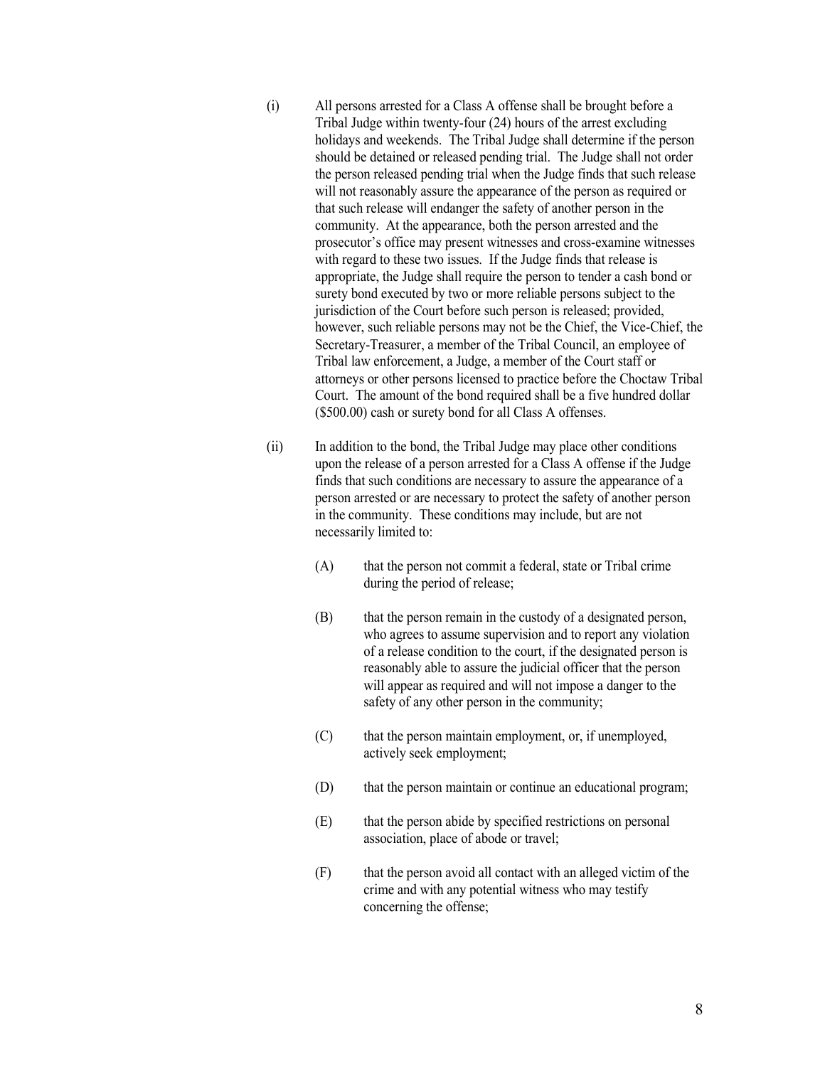(i) All persons arrested for a Class A offense shall be brought before a Tribal Judge within twenty-four (24) hours of the arrest excluding holidays and weekends. The Tribal Judge shall determine if the person should be detained or released pending trial. The Judge shall not order the person released pending trial when the Judge finds that such release will not reasonably assure the appearance of the person as required or that such release will endanger the safety of another person in the community. At the appearance, both the person arrested and the prosecutor's office may present witnesses and cross-examine witnesses with regard to these two issues. If the Judge finds that release is appropriate, the Judge shall require the person to tender a cash bond or surety bond executed by two or more reliable persons subject to the jurisdiction of the Court before such person is released; provided, however, such reliable persons may not be the Chief, the Vice-Chief, the Secretary-Treasurer, a member of the Tribal Council, an employee of Tribal law enforcement, a Judge, a member of the Court staff or attorneys or other persons licensed to practice before the Choctaw Tribal Court. The amount of the bond required shall be a five hundred dollar ($500.00) cash or surety bond for all Class A offenses.

(ii) In addition to the bond, the Tribal Judge may place other conditions upon the release of a person arrested for a Class A offense if the Judge finds that such conditions are necessary to assure the appearance of a person arrested or are necessary to protect the safety of another person in the community. These conditions may include, but are not necessarily limited to:

(A) that the person not commit a federal, state or Tribal crime during the period of release;

(B) that the person remain in the custody of a designated person, who agrees to assume supervision and to report any violation of a release condition to the court, if the designated person is reasonably able to assure the judicial officer that the person will appear as required and will not impose a danger to the safety of any other person in the community;

(C) that the person maintain employment, or, if unemployed, actively seek employment;

(D) that the person maintain or continue an educational program;

(E) that the person abide by specified restrictions on personal association, place of abode or travel;

(F) that the person avoid all contact with an alleged victim of the crime and with any potential witness who may testify concerning the offense;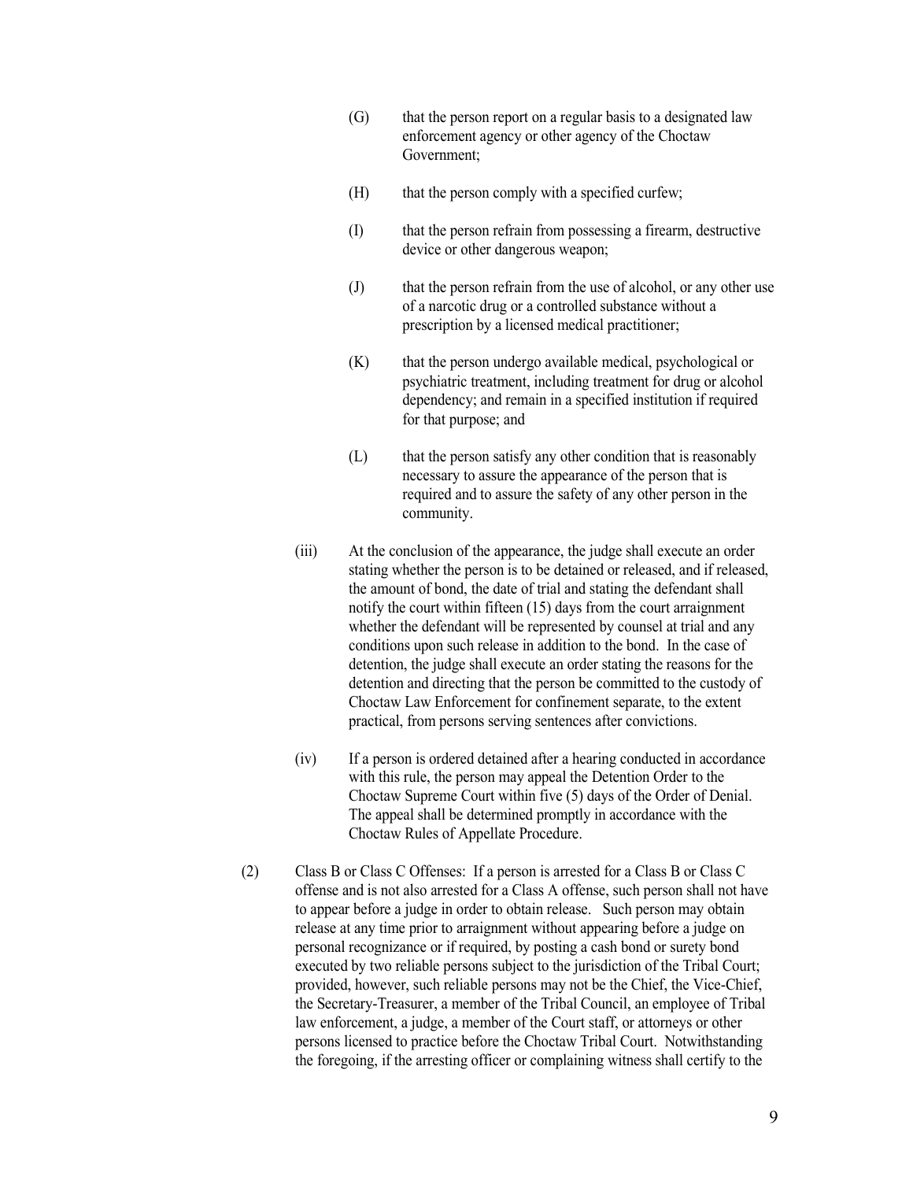(G) that the person report on a regular basis to a designated law enforcement agency or other agency of the Choctaw Government;

(H) that the person comply with a specified curfew;

(I) that the person refrain from possessing a firearm, destructive device or other dangerous weapon;

(J) that the person refrain from the use of alcohol, or any other use of a narcotic drug or a controlled substance without a prescription by a licensed medical practitioner;

(K) that the person undergo available medical, psychological or psychiatric treatment, including treatment for drug or alcohol dependency; and remain in a specified institution if required for that purpose; and

(L) that the person satisfy any other condition that is reasonably necessary to assure the appearance of the person that is required and to assure the safety of any other person in the community.

(iii) At the conclusion of the appearance, the judge shall execute an order stating whether the person is to be detained or released, and if released, the amount of bond, the date of trial and stating the defendant shall notify the court within fifteen (15) days from the court arraignment whether the defendant will be represented by counsel at trial and any conditions upon such release in addition to the bond. In the case of detention, the judge shall execute an order stating the reasons for the detention and directing that the person be committed to the custody of Choctaw Law Enforcement for confinement separate, to the extent practical, from persons serving sentences after convictions.

(iv) If a person is ordered detained after a hearing conducted in accordance with this rule, the person may appeal the Detention Order to the Choctaw Supreme Court within five (5) days of the Order of Denial. The appeal shall be determined promptly in accordance with the Choctaw Rules of Appellate Procedure.

(2) Class B or Class C Offenses: If a person is arrested for a Class B or Class C offense and is not also arrested for a Class A offense, such person shall not have to appear before a judge in order to obtain release. Such person may obtain release at any time prior to arraignment without appearing before a judge on personal recognizance or if required, by posting a cash bond or surety bond executed by two reliable persons subject to the jurisdiction of the Tribal Court; provided, however, such reliable persons may not be the Chief, the Vice-Chief, the Secretary-Treasurer, a member of the Tribal Council, an employee of Tribal law enforcement, a judge, a member of the Court staff, or attorneys or other persons licensed to practice before the Choctaw Tribal Court. Notwithstanding the foregoing, if the arresting officer or complaining witness shall certify to the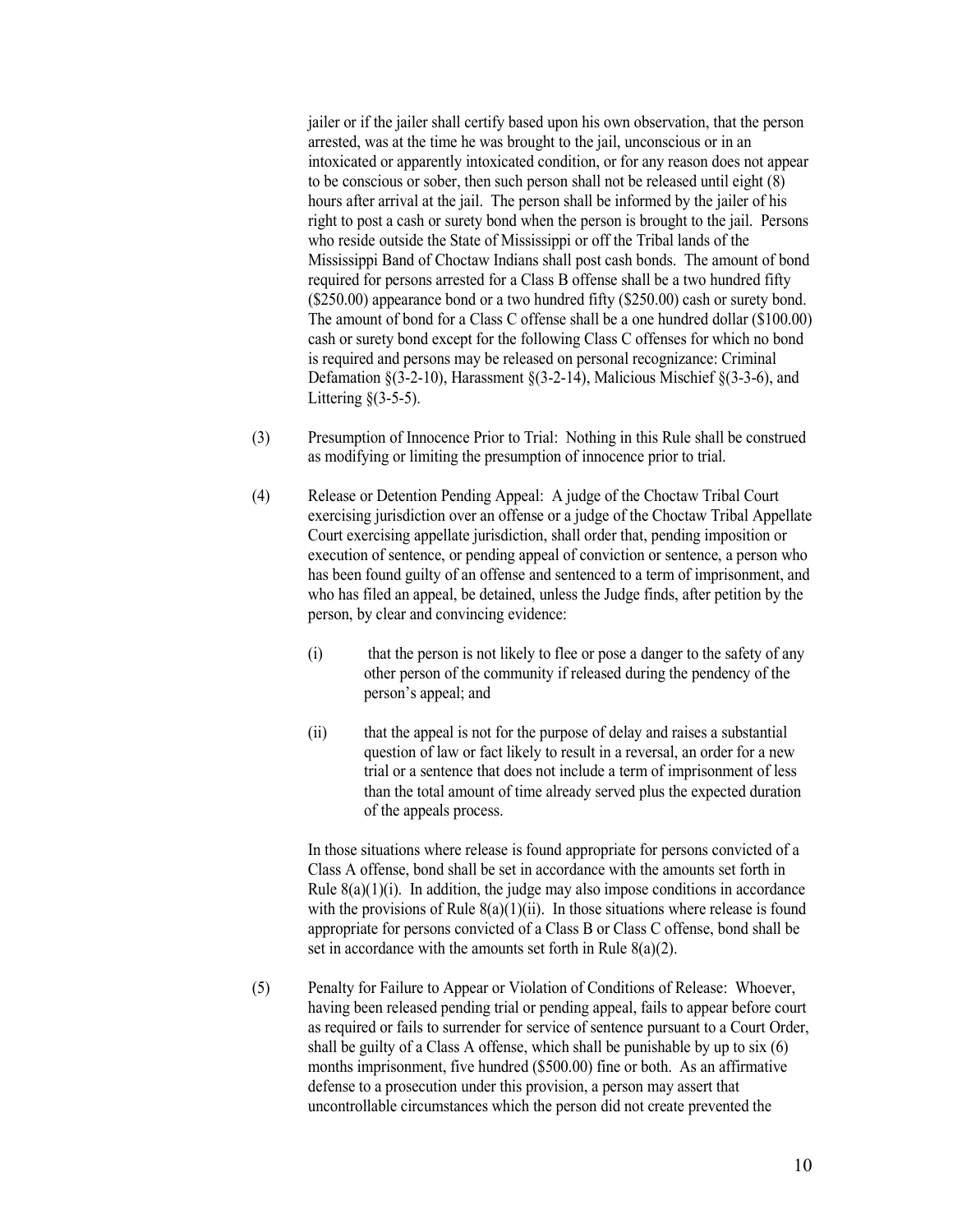jailer or if the jailer shall certify based upon his own observation, that the person arrested, was at the time he was brought to the jail, unconscious or in an intoxicated or apparently intoxicated condition, or for any reason does not appear to be conscious or sober, then such person shall not be released until eight (8) hours after arrival at the jail. The person shall be informed by the jailer of his right to post a cash or surety bond when the person is brought to the jail. Persons who reside outside the State of Mississippi or off the Tribal lands of the Mississippi Band of Choctaw Indians shall post cash bonds. The amount of bond required for persons arrested for a Class B offense shall be a two hundred fifty ($250.00) appearance bond or a two hundred fifty ($250.00) cash or surety bond. The amount of bond for a Class C offense shall be a one hundred dollar ($100.00) cash or surety bond except for the following Class C offenses for which no bond is required and persons may be released on personal recognizance: Criminal Defamation §(3-2-10), Harassment §(3-2-14), Malicious Mischief §(3-3-6), and Littering §(3-5-5).

(3) Presumption of Innocence Prior to Trial: Nothing in this Rule shall be construed as modifying or limiting the presumption of innocence prior to trial.

(4) Release or Detention Pending Appeal: A judge of the Choctaw Tribal Court exercising jurisdiction over an offense or a judge of the Choctaw Tribal Appellate Court exercising appellate jurisdiction, shall order that, pending imposition or execution of sentence, or pending appeal of conviction or sentence, a person who has been found guilty of an offense and sentenced to a term of imprisonment, and who has filed an appeal, be detained, unless the Judge finds, after petition by the person, by clear and convincing evidence:

 (i) that the person is not likely to flee or pose a danger to the safety of any other person of the community if released during the pendency of the person's appeal; and

 (ii) that the appeal is not for the purpose of delay and raises a substantial question of law or fact likely to result in a reversal, an order for a new trial or a sentence that does not include a term of imprisonment of less than the total amount of time already served plus the expected duration of the appeals process.

 In those situations where release is found appropriate for persons convicted of a Class A offense, bond shall be set in accordance with the amounts set forth in Rule 8(a)(1)(i). In addition, the judge may also impose conditions in accordance with the provisions of Rule 8(a)(1)(ii). In those situations where release is found appropriate for persons convicted of a Class B or Class C offense, bond shall be set in accordance with the amounts set forth in Rule 8(a)(2).

(5) Penalty for Failure to Appear or Violation of Conditions of Release: Whoever, having been released pending trial or pending appeal, fails to appear before court as required or fails to surrender for service of sentence pursuant to a Court Order, shall be guilty of a Class A offense, which shall be punishable by up to six (6) months imprisonment, five hundred ($500.00) fine or both. As an affirmative defense to a prosecution under this provision, a person may assert that uncontrollable circumstances which the person did not create prevented the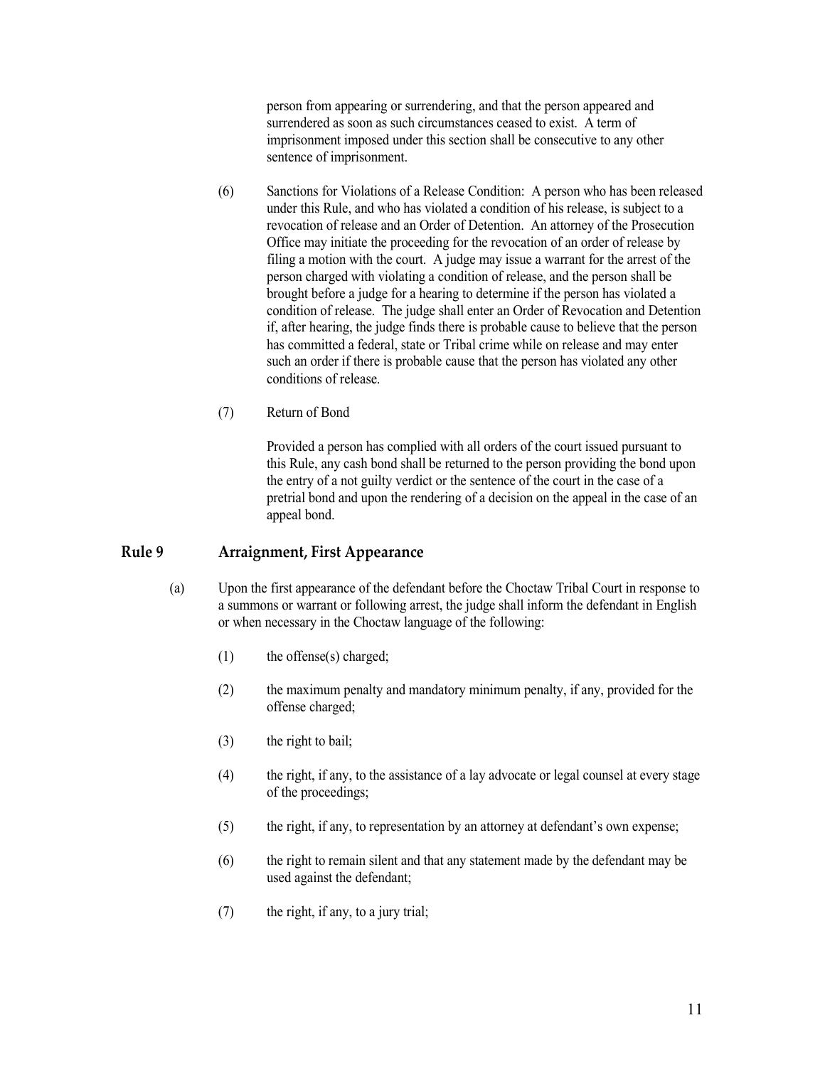person from appearing or surrendering, and that the person appeared and surrendered as soon as such circumstances ceased to exist. A term of imprisonment imposed under this section shall be consecutive to any other sentence of imprisonment.

(6) Sanctions for Violations of a Release Condition: A person who has been released under this Rule, and who has violated a condition of his release, is subject to a revocation of release and an Order of Detention. An attorney of the Prosecution Office may initiate the proceeding for the revocation of an order of release by filing a motion with the court. A judge may issue a warrant for the arrest of the person charged with violating a condition of release, and the person shall be brought before a judge for a hearing to determine if the person has violated a condition of release. The judge shall enter an Order of Revocation and Detention if, after hearing, the judge finds there is probable cause to believe that the person has committed a federal, state or Tribal crime while on release and may enter such an order if there is probable cause that the person has violated any other conditions of release.

(7) Return of Bond

Provided a person has complied with all orders of the court issued pursuant to this Rule, any cash bond shall be returned to the person providing the bond upon the entry of a not guilty verdict or the sentence of the court in the case of a pretrial bond and upon the rendering of a decision on the appeal in the case of an appeal bond.

## Rule 9 Arraignment, First Appearance

(a) Upon the first appearance of the defendant before the Choctaw Tribal Court in response to a summons or warrant or following arrest, the judge shall inform the defendant in English or when necessary in the Choctaw language of the following:

(1) the offense(s) charged;

(2) the maximum penalty and mandatory minimum penalty, if any, provided for the offense charged;

(3) the right to bail;

(4) the right, if any, to the assistance of a lay advocate or legal counsel at every stage of the proceedings;

(5) the right, if any, to representation by an attorney at defendant's own expense;

(6) the right to remain silent and that any statement made by the defendant may be used against the defendant;

(7) the right, if any, to a jury trial;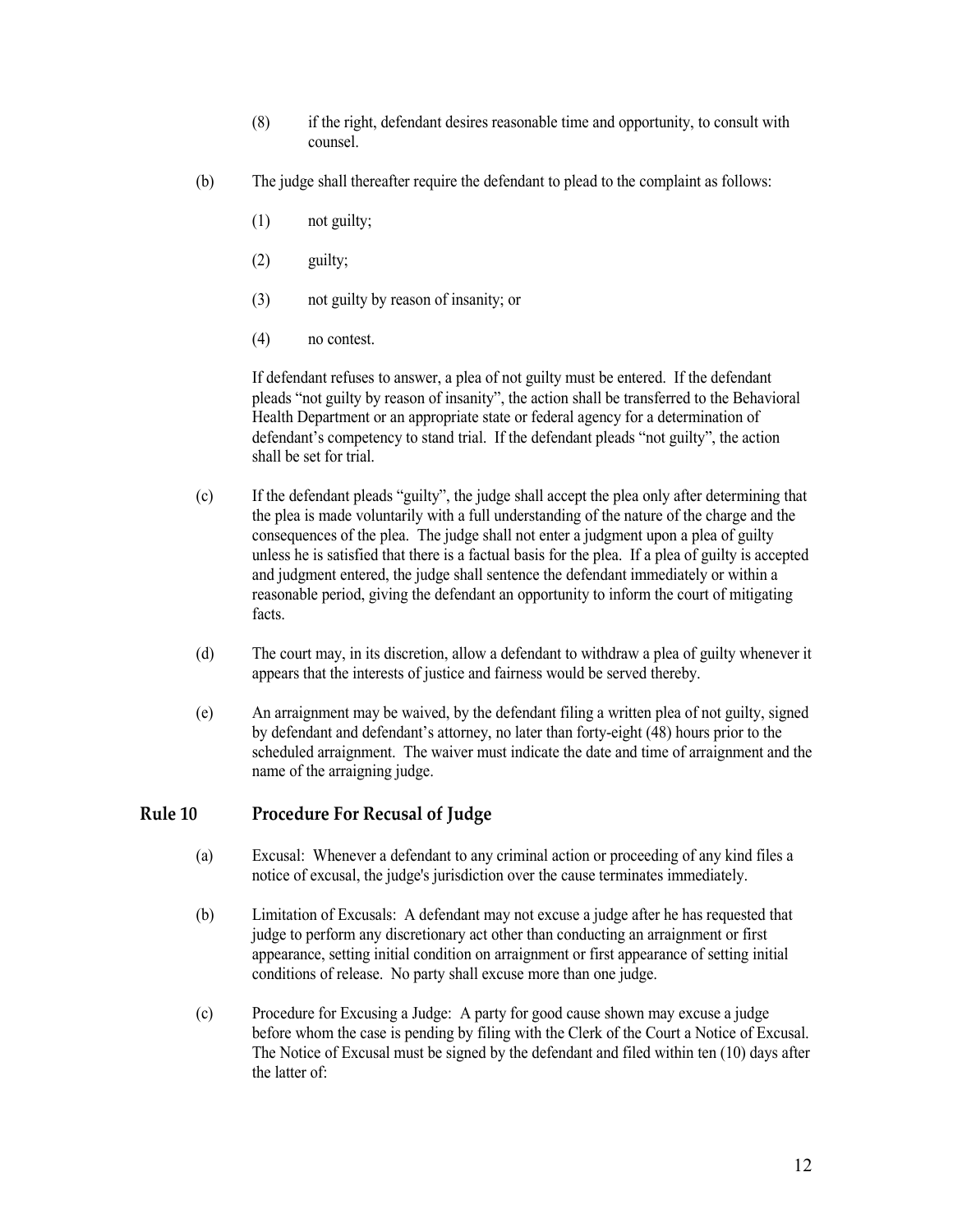(8) if the right, defendant desires reasonable time and opportunity, to consult with counsel.

(b) The judge shall thereafter require the defendant to plead to the complaint as follows:

(1) not guilty;

(2) guilty;

(3) not guilty by reason of insanity; or

(4) no contest.

If defendant refuses to answer, a plea of not guilty must be entered. If the defendant pleads "not guilty by reason of insanity", the action shall be transferred to the Behavioral Health Department or an appropriate state or federal agency for a determination of defendant's competency to stand trial. If the defendant pleads "not guilty", the action shall be set for trial.

(c) If the defendant pleads "guilty", the judge shall accept the plea only after determining that the plea is made voluntarily with a full understanding of the nature of the charge and the consequences of the plea. The judge shall not enter a judgment upon a plea of guilty unless he is satisfied that there is a factual basis for the plea. If a plea of guilty is accepted and judgment entered, the judge shall sentence the defendant immediately or within a reasonable period, giving the defendant an opportunity to inform the court of mitigating facts.

(d) The court may, in its discretion, allow a defendant to withdraw a plea of guilty whenever it appears that the interests of justice and fairness would be served thereby.

(e) An arraignment may be waived, by the defendant filing a written plea of not guilty, signed by defendant and defendant's attorney, no later than forty-eight (48) hours prior to the scheduled arraignment. The waiver must indicate the date and time of arraignment and the name of the arraigning judge.

## Rule 10 Procedure For Recusal of Judge

(a) Excusal: Whenever a defendant to any criminal action or proceeding of any kind files a notice of excusal, the judge's jurisdiction over the cause terminates immediately.

(b) Limitation of Excusals: A defendant may not excuse a judge after he has requested that judge to perform any discretionary act other than conducting an arraignment or first appearance, setting initial condition on arraignment or first appearance of setting initial conditions of release. No party shall excuse more than one judge.

(c) Procedure for Excusing a Judge: A party for good cause shown may excuse a judge before whom the case is pending by filing with the Clerk of the Court a Notice of Excusal. The Notice of Excusal must be signed by the defendant and filed within ten (10) days after the latter of: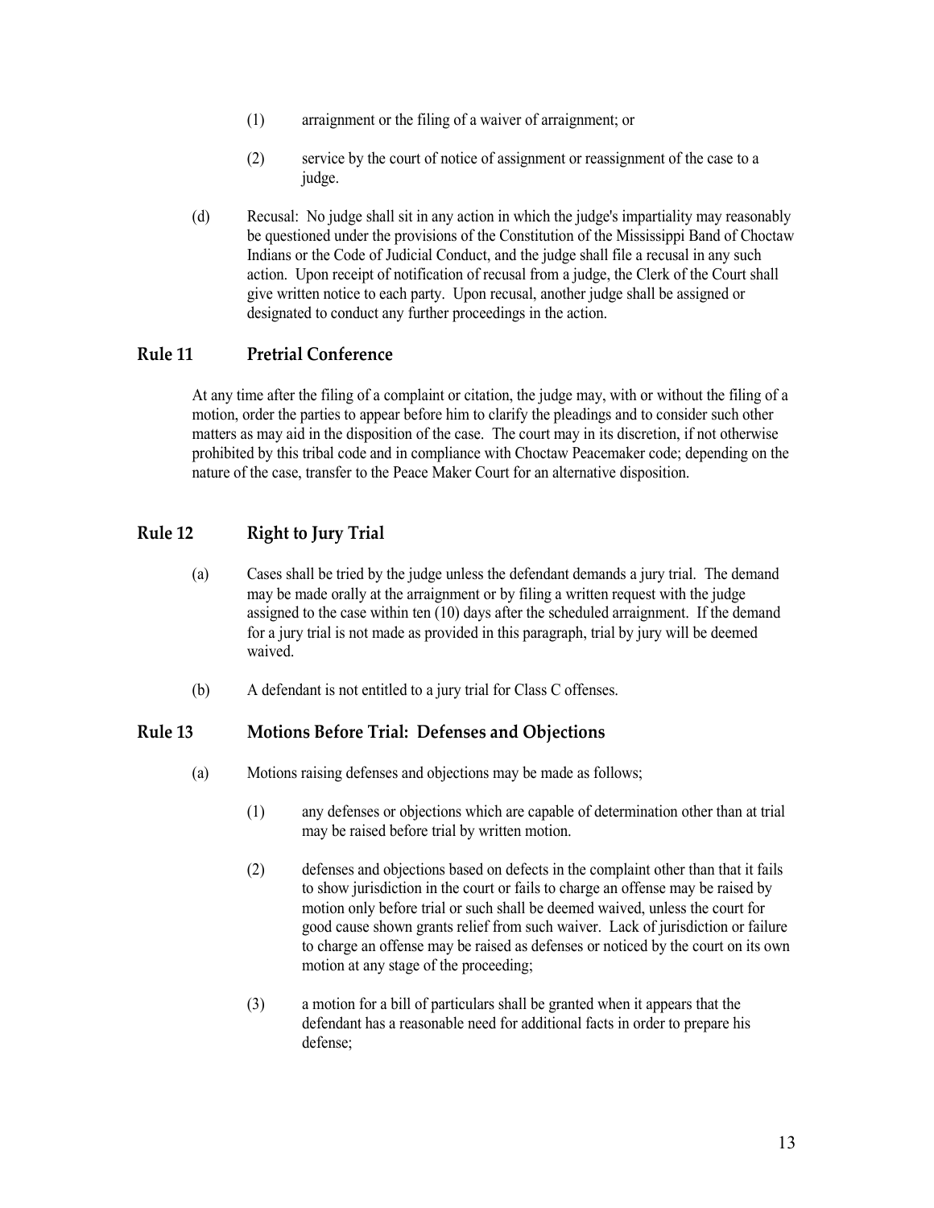(1) arraignment or the filing of a waiver of arraignment; or

(2) service by the court of notice of assignment or reassignment of the case to a judge.

(d) Recusal: No judge shall sit in any action in which the judge's impartiality may reasonably be questioned under the provisions of the Constitution of the Mississippi Band of Choctaw Indians or the Code of Judicial Conduct, and the judge shall file a recusal in any such action. Upon receipt of notification of recusal from a judge, the Clerk of the Court shall give written notice to each party. Upon recusal, another judge shall be assigned or designated to conduct any further proceedings in the action.

## Rule 11 Pretrial Conference

At any time after the filing of a complaint or citation, the judge may, with or without the filing of a motion, order the parties to appear before him to clarify the pleadings and to consider such other matters as may aid in the disposition of the case. The court may in its discretion, if not otherwise prohibited by this tribal code and in compliance with Choctaw Peacemaker code; depending on the nature of the case, transfer to the Peace Maker Court for an alternative disposition.

## Rule 12 Right to Jury Trial

(a) Cases shall be tried by the judge unless the defendant demands a jury trial. The demand may be made orally at the arraignment or by filing a written request with the judge assigned to the case within ten (10) days after the scheduled arraignment. If the demand for a jury trial is not made as provided in this paragraph, trial by jury will be deemed waived.

(b) A defendant is not entitled to a jury trial for Class C offenses.

## Rule 13 Motions Before Trial: Defenses and Objections

(a) Motions raising defenses and objections may be made as follows;

(1) any defenses or objections which are capable of determination other than at trial may be raised before trial by written motion.

(2) defenses and objections based on defects in the complaint other than that it fails to show jurisdiction in the court or fails to charge an offense may be raised by motion only before trial or such shall be deemed waived, unless the court for good cause shown grants relief from such waiver. Lack of jurisdiction or failure to charge an offense may be raised as defenses or noticed by the court on its own motion at any stage of the proceeding;

(3) a motion for a bill of particulars shall be granted when it appears that the defendant has a reasonable need for additional facts in order to prepare his defense;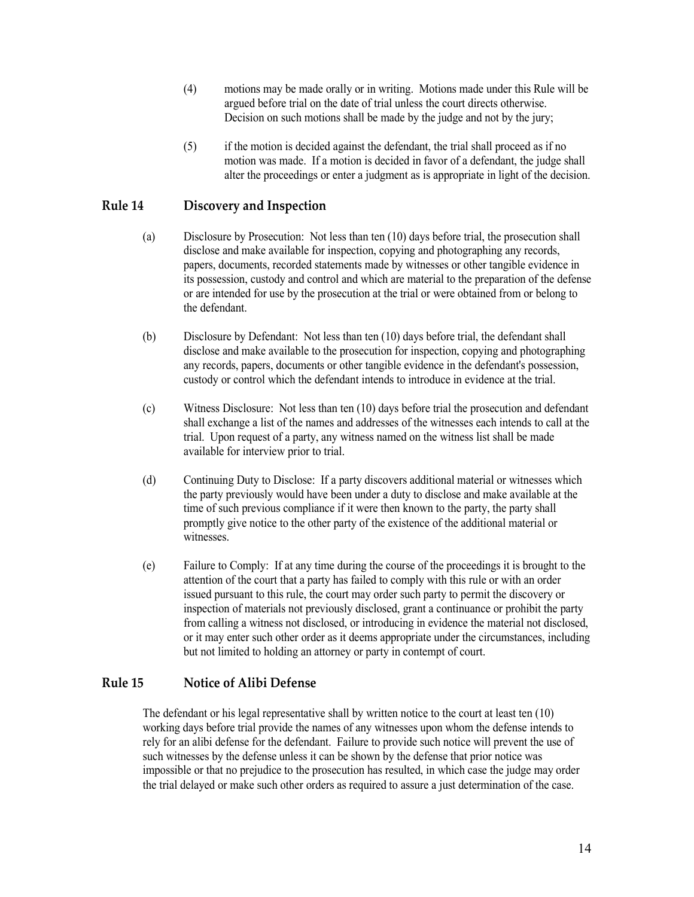(4) motions may be made orally or in writing. Motions made under this Rule will be argued before trial on the date of trial unless the court directs otherwise. Decision on such motions shall be made by the judge and not by the jury;

(5) if the motion is decided against the defendant, the trial shall proceed as if no motion was made. If a motion is decided in favor of a defendant, the judge shall alter the proceedings or enter a judgment as is appropriate in light of the decision.

## Rule 14 Discovery and Inspection

(a) Disclosure by Prosecution: Not less than ten (10) days before trial, the prosecution shall disclose and make available for inspection, copying and photographing any records, papers, documents, recorded statements made by witnesses or other tangible evidence in its possession, custody and control and which are material to the preparation of the defense or are intended for use by the prosecution at the trial or were obtained from or belong to the defendant.

(b) Disclosure by Defendant: Not less than ten (10) days before trial, the defendant shall disclose and make available to the prosecution for inspection, copying and photographing any records, papers, documents or other tangible evidence in the defendant's possession, custody or control which the defendant intends to introduce in evidence at the trial.

(c) Witness Disclosure: Not less than ten (10) days before trial the prosecution and defendant shall exchange a list of the names and addresses of the witnesses each intends to call at the trial. Upon request of a party, any witness named on the witness list shall be made available for interview prior to trial.

(d) Continuing Duty to Disclose: If a party discovers additional material or witnesses which the party previously would have been under a duty to disclose and make available at the time of such previous compliance if it were then known to the party, the party shall promptly give notice to the other party of the existence of the additional material or witnesses.

(e) Failure to Comply: If at any time during the course of the proceedings it is brought to the attention of the court that a party has failed to comply with this rule or with an order issued pursuant to this rule, the court may order such party to permit the discovery or inspection of materials not previously disclosed, grant a continuance or prohibit the party from calling a witness not disclosed, or introducing in evidence the material not disclosed, or it may enter such other order as it deems appropriate under the circumstances, including but not limited to holding an attorney or party in contempt of court.

## Rule 15 Notice of Alibi Defense

The defendant or his legal representative shall by written notice to the court at least ten (10) working days before trial provide the names of any witnesses upon whom the defense intends to rely for an alibi defense for the defendant. Failure to provide such notice will prevent the use of such witnesses by the defense unless it can be shown by the defense that prior notice was impossible or that no prejudice to the prosecution has resulted, in which case the judge may order the trial delayed or make such other orders as required to assure a just determination of the case.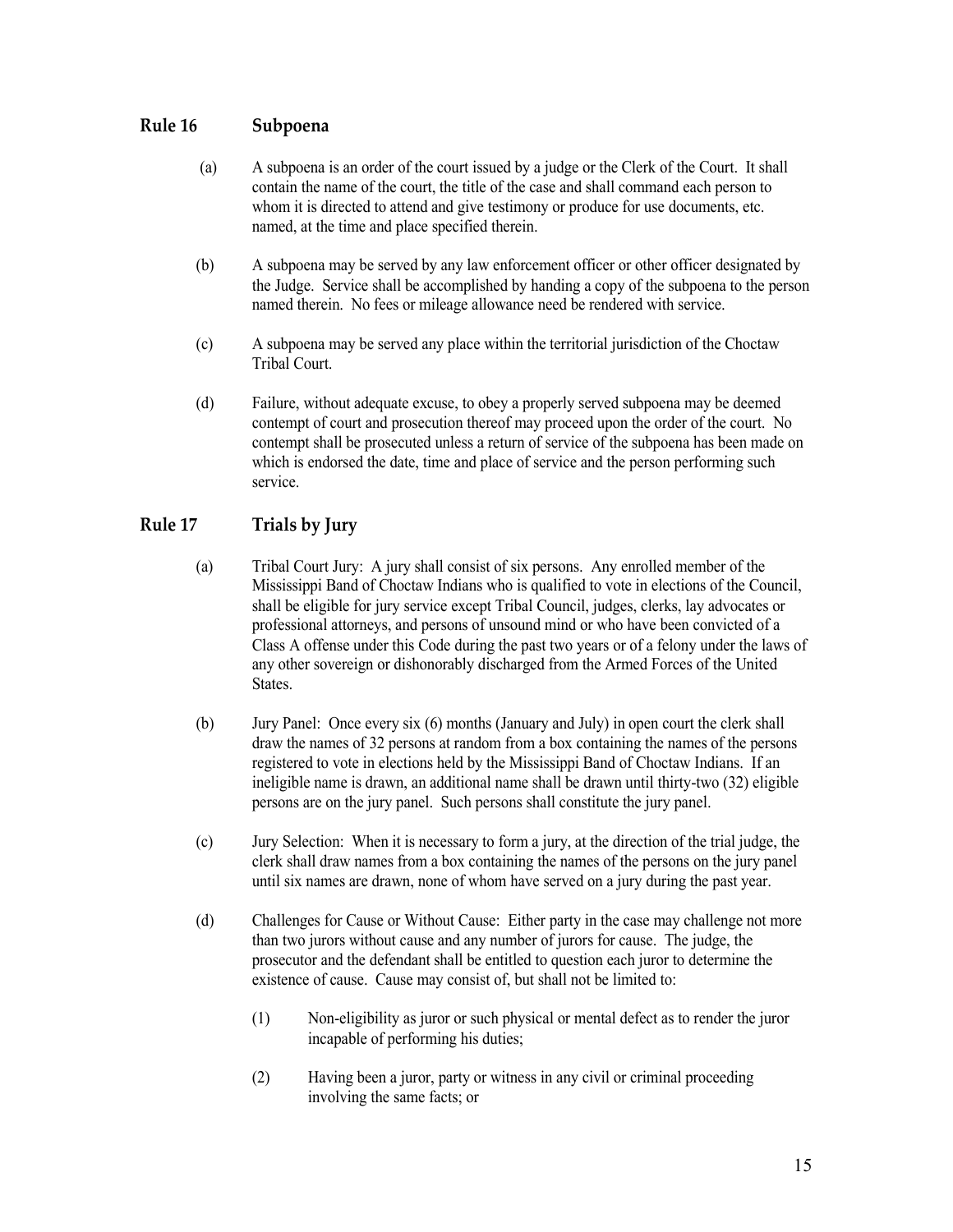## Rule 16 Subpoena

(a) A subpoena is an order of the court issued by a judge or the Clerk of the Court. It shall contain the name of the court, the title of the case and shall command each person to whom it is directed to attend and give testimony or produce for use documents, etc. named, at the time and place specified therein.

(b) A subpoena may be served by any law enforcement officer or other officer designated by the Judge. Service shall be accomplished by handing a copy of the subpoena to the person named therein. No fees or mileage allowance need be rendered with service.

(c) A subpoena may be served any place within the territorial jurisdiction of the Choctaw Tribal Court.

(d) Failure, without adequate excuse, to obey a properly served subpoena may be deemed contempt of court and prosecution thereof may proceed upon the order of the court. No contempt shall be prosecuted unless a return of service of the subpoena has been made on which is endorsed the date, time and place of service and the person performing such service.

## Rule 17 Trials by Jury

(a) Tribal Court Jury: A jury shall consist of six persons. Any enrolled member of the Mississippi Band of Choctaw Indians who is qualified to vote in elections of the Council, shall be eligible for jury service except Tribal Council, judges, clerks, lay advocates or professional attorneys, and persons of unsound mind or who have been convicted of a Class A offense under this Code during the past two years or of a felony under the laws of any other sovereign or dishonorably discharged from the Armed Forces of the United States.

(b) Jury Panel: Once every six (6) months (January and July) in open court the clerk shall draw the names of 32 persons at random from a box containing the names of the persons registered to vote in elections held by the Mississippi Band of Choctaw Indians. If an ineligible name is drawn, an additional name shall be drawn until thirty-two (32) eligible persons are on the jury panel. Such persons shall constitute the jury panel.

(c) Jury Selection: When it is necessary to form a jury, at the direction of the trial judge, the clerk shall draw names from a box containing the names of the persons on the jury panel until six names are drawn, none of whom have served on a jury during the past year.

(d) Challenges for Cause or Without Cause: Either party in the case may challenge not more than two jurors without cause and any number of jurors for cause. The judge, the prosecutor and the defendant shall be entitled to question each juror to determine the existence of cause. Cause may consist of, but shall not be limited to:

(1) Non-eligibility as juror or such physical or mental defect as to render the juror incapable of performing his duties;

(2) Having been a juror, party or witness in any civil or criminal proceeding involving the same facts; or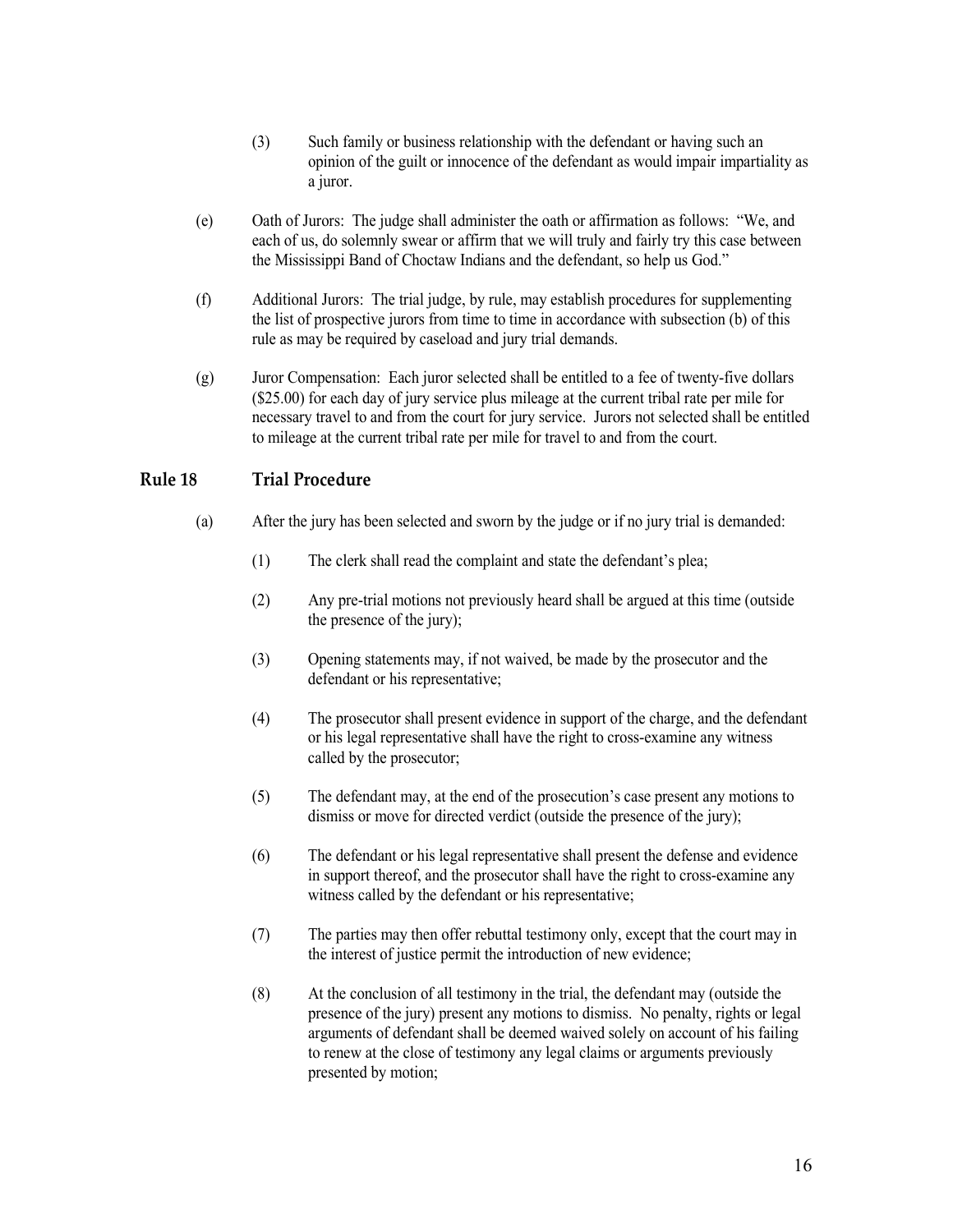(3) Such family or business relationship with the defendant or having such an opinion of the guilt or innocence of the defendant as would impair impartiality as a juror.

(e) Oath of Jurors: The judge shall administer the oath or affirmation as follows: "We, and each of us, do solemnly swear or affirm that we will truly and fairly try this case between the Mississippi Band of Choctaw Indians and the defendant, so help us God."

(f) Additional Jurors: The trial judge, by rule, may establish procedures for supplementing the list of prospective jurors from time to time in accordance with subsection (b) of this rule as may be required by caseload and jury trial demands.

(g) Juror Compensation: Each juror selected shall be entitled to a fee of twenty-five dollars ($25.00) for each day of jury service plus mileage at the current tribal rate per mile for necessary travel to and from the court for jury service. Jurors not selected shall be entitled to mileage at the current tribal rate per mile for travel to and from the court.

## Rule 18 Trial Procedure

(a) After the jury has been selected and sworn by the judge or if no jury trial is demanded:

(1) The clerk shall read the complaint and state the defendant's plea;

(2) Any pre-trial motions not previously heard shall be argued at this time (outside the presence of the jury);

(3) Opening statements may, if not waived, be made by the prosecutor and the defendant or his representative;

(4) The prosecutor shall present evidence in support of the charge, and the defendant or his legal representative shall have the right to cross-examine any witness called by the prosecutor;

(5) The defendant may, at the end of the prosecution's case present any motions to dismiss or move for directed verdict (outside the presence of the jury);

(6) The defendant or his legal representative shall present the defense and evidence in support thereof, and the prosecutor shall have the right to cross-examine any witness called by the defendant or his representative;

(7) The parties may then offer rebuttal testimony only, except that the court may in the interest of justice permit the introduction of new evidence;

(8) At the conclusion of all testimony in the trial, the defendant may (outside the presence of the jury) present any motions to dismiss. No penalty, rights or legal arguments of defendant shall be deemed waived solely on account of his failing to renew at the close of testimony any legal claims or arguments previously presented by motion;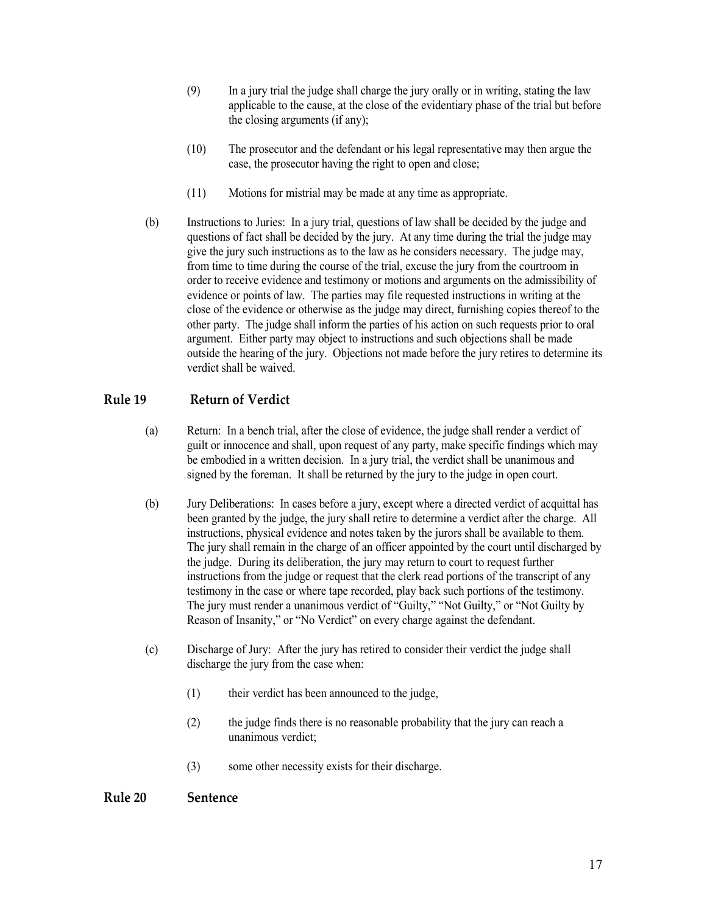(9) In a jury trial the judge shall charge the jury orally or in writing, stating the law applicable to the cause, at the close of the evidentiary phase of the trial but before the closing arguments (if any);

(10) The prosecutor and the defendant or his legal representative may then argue the case, the prosecutor having the right to open and close;

(11) Motions for mistrial may be made at any time as appropriate.

(b) Instructions to Juries: In a jury trial, questions of law shall be decided by the judge and questions of fact shall be decided by the jury. At any time during the trial the judge may give the jury such instructions as to the law as he considers necessary. The judge may, from time to time during the course of the trial, excuse the jury from the courtroom in order to receive evidence and testimony or motions and arguments on the admissibility of evidence or points of law. The parties may file requested instructions in writing at the close of the evidence or otherwise as the judge may direct, furnishing copies thereof to the other party. The judge shall inform the parties of his action on such requests prior to oral argument. Either party may object to instructions and such objections shall be made outside the hearing of the jury. Objections not made before the jury retires to determine its verdict shall be waived.

## Rule 19 Return of Verdict

(a) Return: In a bench trial, after the close of evidence, the judge shall render a verdict of guilt or innocence and shall, upon request of any party, make specific findings which may be embodied in a written decision. In a jury trial, the verdict shall be unanimous and signed by the foreman. It shall be returned by the jury to the judge in open court.

(b) Jury Deliberations: In cases before a jury, except where a directed verdict of acquittal has been granted by the judge, the jury shall retire to determine a verdict after the charge. All instructions, physical evidence and notes taken by the jurors shall be available to them. The jury shall remain in the charge of an officer appointed by the court until discharged by the judge. During its deliberation, the jury may return to court to request further instructions from the judge or request that the clerk read portions of the transcript of any testimony in the case or where tape recorded, play back such portions of the testimony. The jury must render a unanimous verdict of "Guilty," "Not Guilty," or "Not Guilty by Reason of Insanity," or "No Verdict" on every charge against the defendant.

(c) Discharge of Jury: After the jury has retired to consider their verdict the judge shall discharge the jury from the case when:

(1) their verdict has been announced to the judge,

(2) the judge finds there is no reasonable probability that the jury can reach a unanimous verdict;

(3) some other necessity exists for their discharge.

## Rule 20 Sentence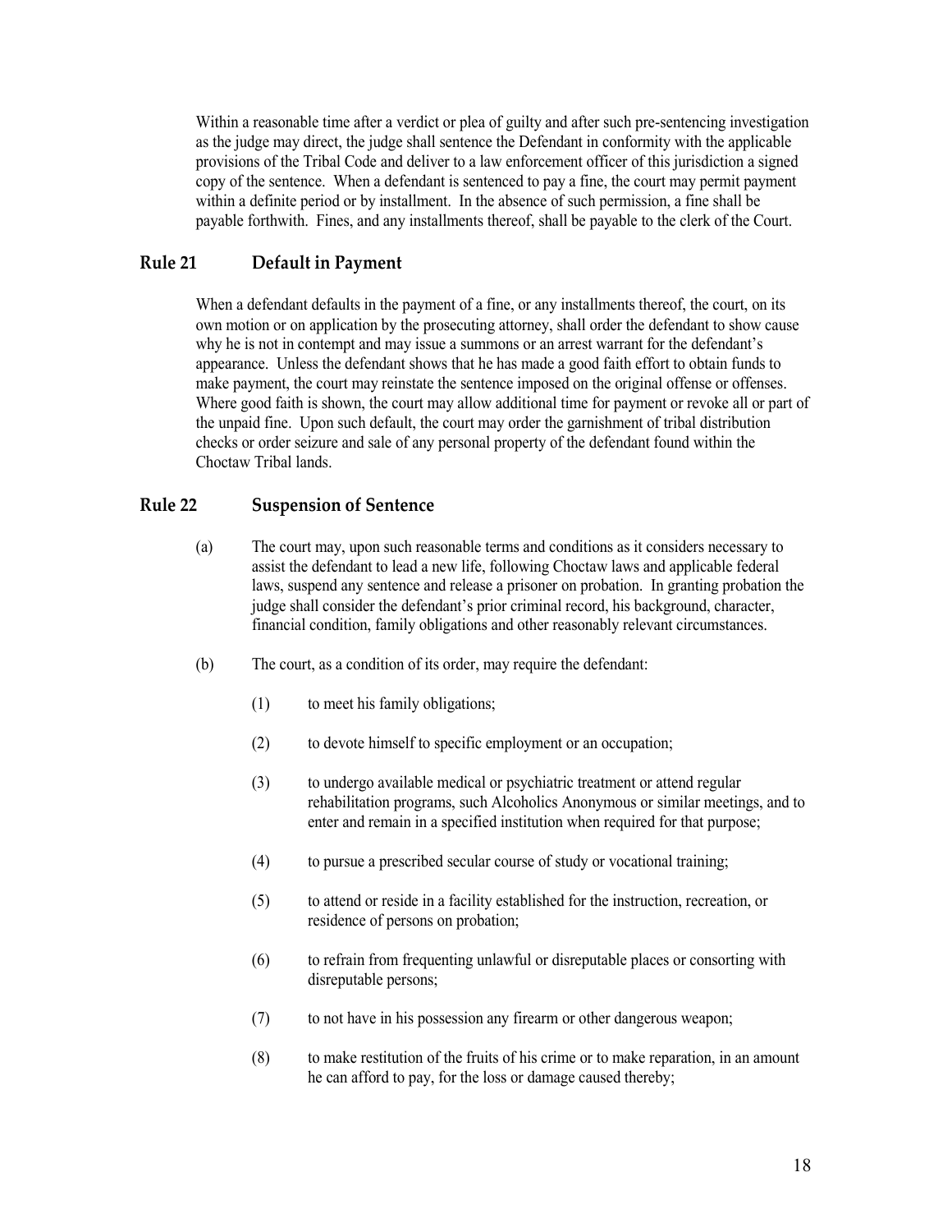Within a reasonable time after a verdict or plea of guilty and after such pre-sentencing investigation as the judge may direct, the judge shall sentence the Defendant in conformity with the applicable provisions of the Tribal Code and deliver to a law enforcement officer of this jurisdiction a signed copy of the sentence. When a defendant is sentenced to pay a fine, the court may permit payment within a definite period or by installment. In the absence of such permission, a fine shall be payable forthwith. Fines, and any installments thereof, shall be payable to the clerk of the Court.

## Rule 21 Default in Payment

When a defendant defaults in the payment of a fine, or any installments thereof, the court, on its own motion or on application by the prosecuting attorney, shall order the defendant to show cause why he is not in contempt and may issue a summons or an arrest warrant for the defendant's appearance. Unless the defendant shows that he has made a good faith effort to obtain funds to make payment, the court may reinstate the sentence imposed on the original offense or offenses. Where good faith is shown, the court may allow additional time for payment or revoke all or part of the unpaid fine. Upon such default, the court may order the garnishment of tribal distribution checks or order seizure and sale of any personal property of the defendant found within the Choctaw Tribal lands.

## Rule 22 Suspension of Sentence

(a) The court may, upon such reasonable terms and conditions as it considers necessary to assist the defendant to lead a new life, following Choctaw laws and applicable federal laws, suspend any sentence and release a prisoner on probation. In granting probation the judge shall consider the defendant's prior criminal record, his background, character, financial condition, family obligations and other reasonably relevant circumstances.

(b) The court, as a condition of its order, may require the defendant:

(1) to meet his family obligations;

(2) to devote himself to specific employment or an occupation;

(3) to undergo available medical or psychiatric treatment or attend regular rehabilitation programs, such Alcoholics Anonymous or similar meetings, and to enter and remain in a specified institution when required for that purpose;

(4) to pursue a prescribed secular course of study or vocational training;

(5) to attend or reside in a facility established for the instruction, recreation, or residence of persons on probation;

(6) to refrain from frequenting unlawful or disreputable places or consorting with disreputable persons;

(7) to not have in his possession any firearm or other dangerous weapon;

(8) to make restitution of the fruits of his crime or to make reparation, in an amount he can afford to pay, for the loss or damage caused thereby;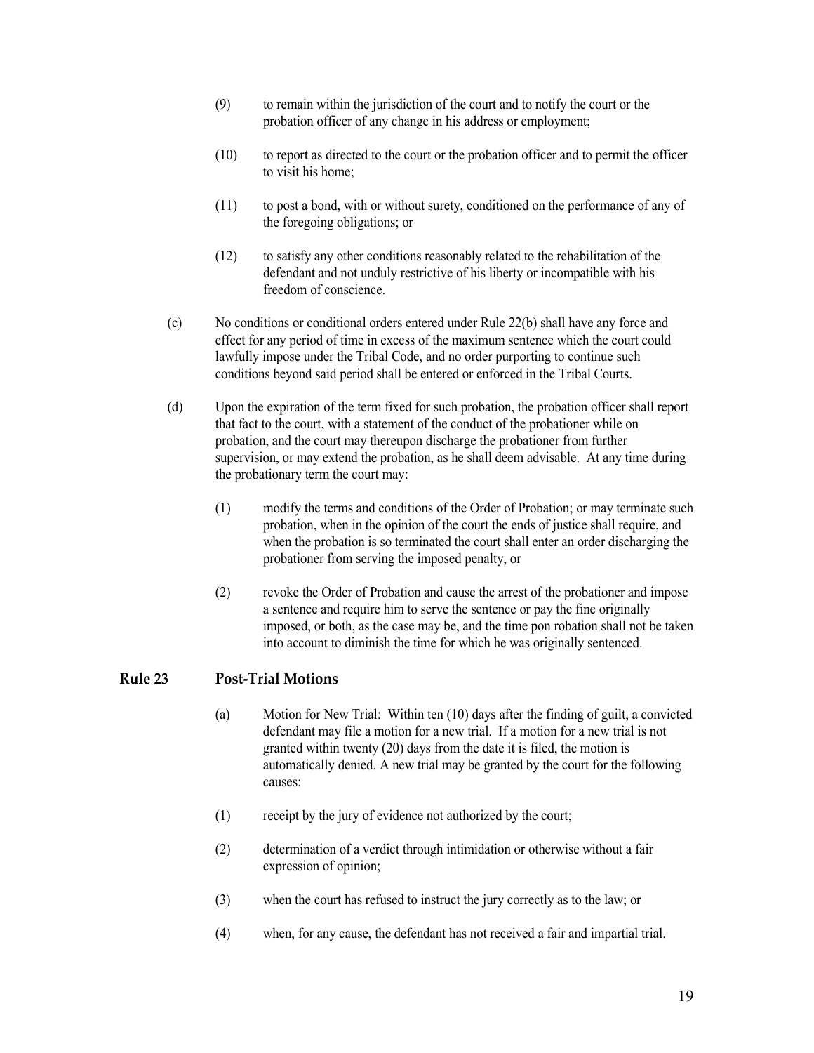(9) to remain within the jurisdiction of the court and to notify the court or the probation officer of any change in his address or employment;

(10) to report as directed to the court or the probation officer and to permit the officer to visit his home;

(11) to post a bond, with or without surety, conditioned on the performance of any of the foregoing obligations; or

(12) to satisfy any other conditions reasonably related to the rehabilitation of the defendant and not unduly restrictive of his liberty or incompatible with his freedom of conscience.

(c) No conditions or conditional orders entered under Rule 22(b) shall have any force and effect for any period of time in excess of the maximum sentence which the court could lawfully impose under the Tribal Code, and no order purporting to continue such conditions beyond said period shall be entered or enforced in the Tribal Courts.

(d) Upon the expiration of the term fixed for such probation, the probation officer shall report that fact to the court, with a statement of the conduct of the probationer while on probation, and the court may thereupon discharge the probationer from further supervision, or may extend the probation, as he shall deem advisable. At any time during the probationary term the court may:

(1) modify the terms and conditions of the Order of Probation; or may terminate such probation, when in the opinion of the court the ends of justice shall require, and when the probation is so terminated the court shall enter an order discharging the probationer from serving the imposed penalty, or

(2) revoke the Order of Probation and cause the arrest of the probationer and impose a sentence and require him to serve the sentence or pay the fine originally imposed, or both, as the case may be, and the time pon robation shall not be taken into account to diminish the time for which he was originally sentenced.

## Rule 23 Post-Trial Motions

(a) Motion for New Trial: Within ten (10) days after the finding of guilt, a convicted defendant may file a motion for a new trial. If a motion for a new trial is not granted within twenty (20) days from the date it is filed, the motion is automatically denied. A new trial may be granted by the court for the following causes:

(1) receipt by the jury of evidence not authorized by the court;

(2) determination of a verdict through intimidation or otherwise without a fair expression of opinion;

(3) when the court has refused to instruct the jury correctly as to the law; or

(4) when, for any cause, the defendant has not received a fair and impartial trial.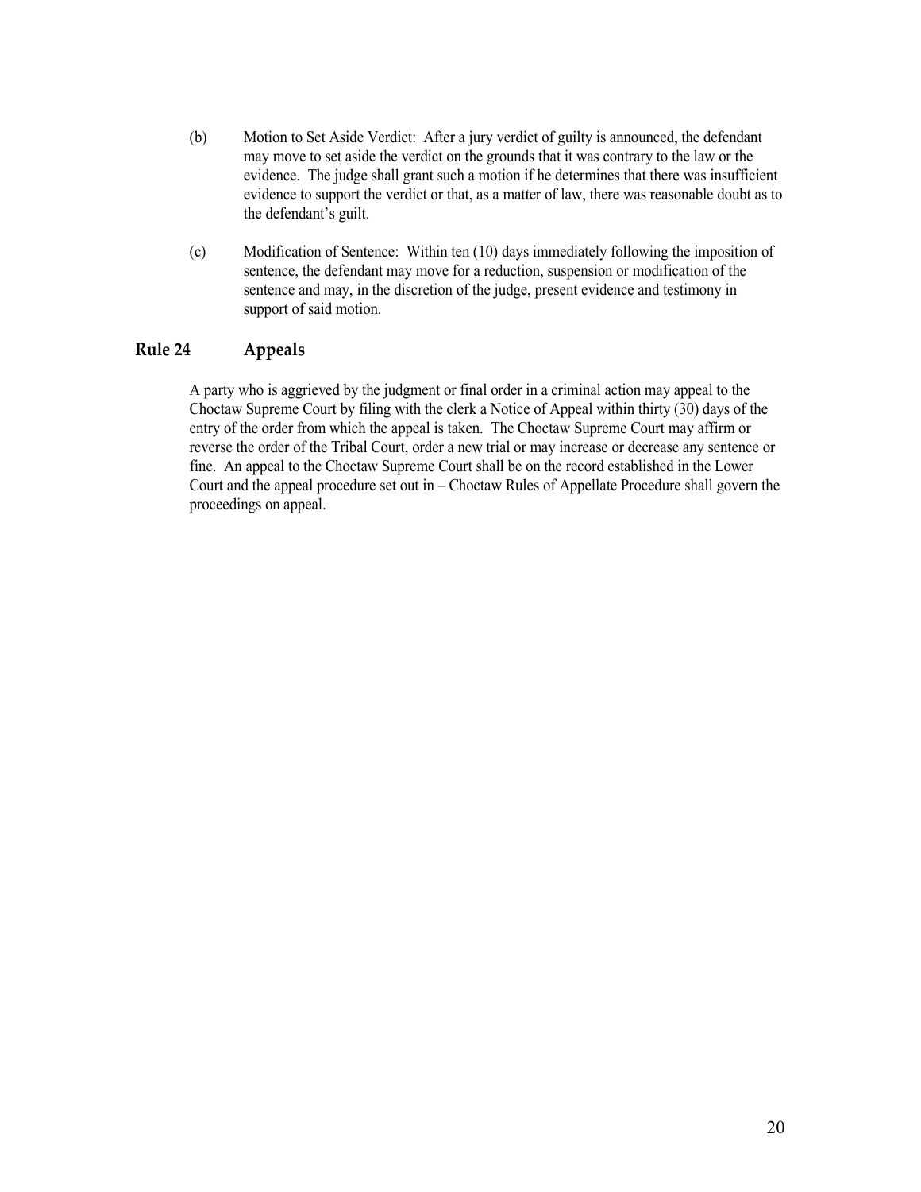(b) Motion to Set Aside Verdict: After a jury verdict of guilty is announced, the defendant may move to set aside the verdict on the grounds that it was contrary to the law or the evidence. The judge shall grant such a motion if he determines that there was insufficient evidence to support the verdict or that, as a matter of law, there was reasonable doubt as to the defendant's guilt.

(c) Modification of Sentence: Within ten (10) days immediately following the imposition of sentence, the defendant may move for a reduction, suspension or modification of the sentence and may, in the discretion of the judge, present evidence and testimony in support of said motion.

## Rule 24 Appeals

A party who is aggrieved by the judgment or final order in a criminal action may appeal to the Choctaw Supreme Court by filing with the clerk a Notice of Appeal within thirty (30) days of the entry of the order from which the appeal is taken. The Choctaw Supreme Court may affirm or reverse the order of the Tribal Court, order a new trial or may increase or decrease any sentence or fine. An appeal to the Choctaw Supreme Court shall be on the record established in the Lower Court and the appeal procedure set out in – Choctaw Rules of Appellate Procedure shall govern the proceedings on appeal.